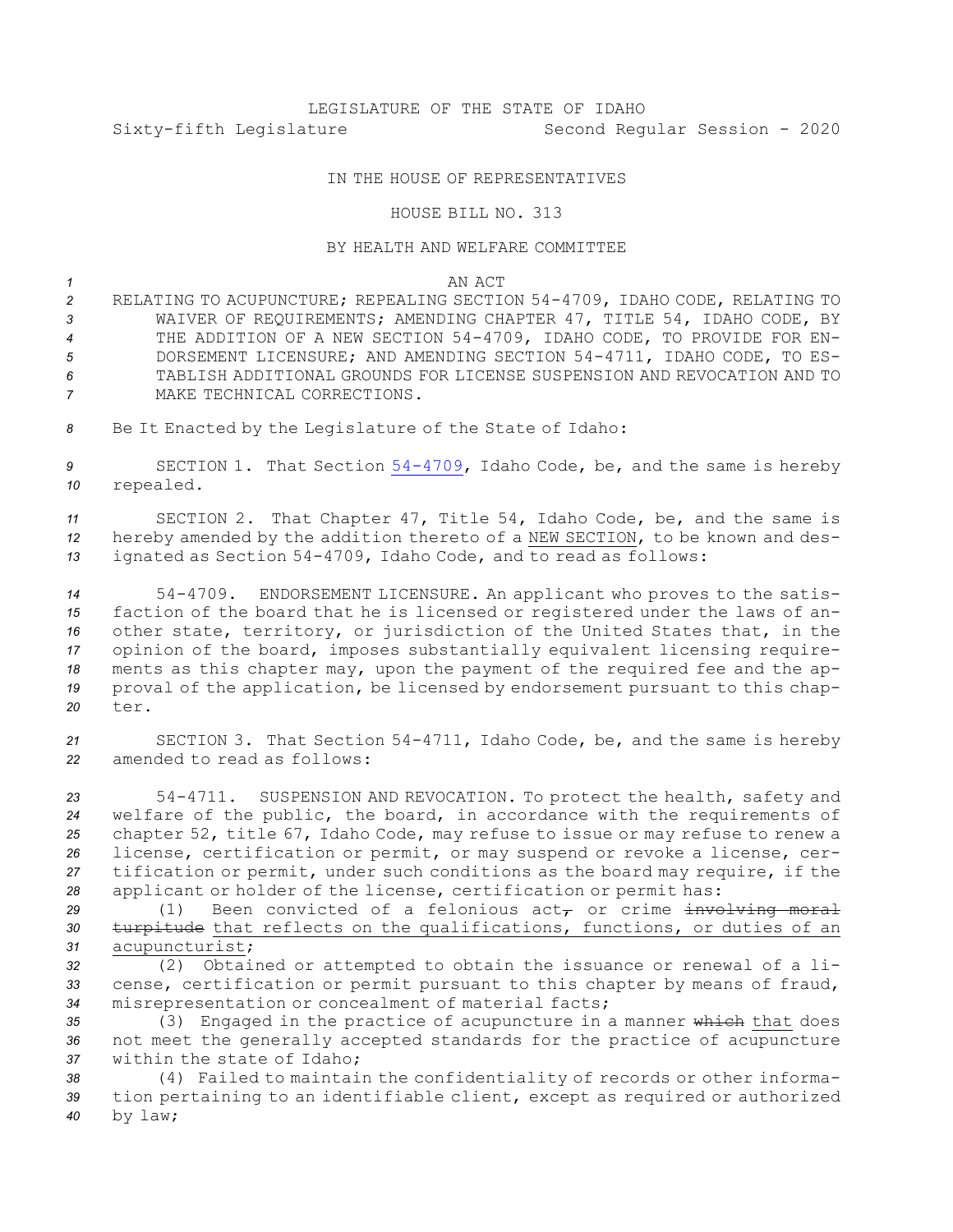LEGISLATURE OF THE STATE OF IDAHO

Sixty-fifth Legislature Second Regular Session - 2020

IN THE HOUSE OF REPRESENTATIVES

HOUSE BILL NO. 313

BY HEALTH AND WELFARE COMMITTEE

AN ACT

RELATING TO ACUPUNCTURE; REPEALING SECTION 54-4709, IDAHO CODE, RELATING TO WAIVER OF REQUIREMENTS; AMENDING CHAPTER 47, TITLE 54, IDAHO CODE, BY THE ADDITION OF A NEW SECTION 54-4709, IDAHO CODE, TO PROVIDE FOR ENDORSEMENT LICENSURE; AND AMENDING SECTION 54-4711, IDAHO CODE, TO ESTABLISH ADDITIONAL GROUNDS FOR LICENSE SUSPENSION AND REVOCATION AND TO MAKE TECHNICAL CORRECTIONS.

Be It Enacted by the Legislature of the State of Idaho:

SECTION 1. That Section 54-4709, Idaho Code, be, and the same is hereby repealed.

SECTION 2. That Chapter 47, Title 54, Idaho Code, be, and the same is hereby amended by the addition thereto of a NEW SECTION, to be known and designated as Section 54-4709, Idaho Code, and to read as follows:

54-4709. ENDORSEMENT LICENSURE. An applicant who proves to the satisfaction of the board that he is licensed or registered under the laws of another state, territory, or jurisdiction of the United States that, in the opinion of the board, imposes substantially equivalent licensing requirements as this chapter may, upon the payment of the required fee and the approval of the application, be licensed by endorsement pursuant to this chapter.

SECTION 3. That Section 54-4711, Idaho Code, be, and the same is hereby amended to read as follows:

54-4711. SUSPENSION AND REVOCATION. To protect the health, safety and welfare of the public, the board, in accordance with the requirements of chapter 52, title 67, Idaho Code, may refuse to issue or may refuse to renew a license, certification or permit, or may suspend or revoke a license, certification or permit, under such conditions as the board may require, if the applicant or holder of the license, certification or permit has:

(1) Been convicted of a felonious act~~,~~ or crime ~~involving moral turpitude~~ that reflects on the qualifications, functions, or duties of an acupuncturist;

(2) Obtained or attempted to obtain the issuance or renewal of a license, certification or permit pursuant to this chapter by means of fraud, misrepresentation or concealment of material facts;

(3) Engaged in the practice of acupuncture in a manner ~~which~~ that does not meet the generally accepted standards for the practice of acupuncture within the state of Idaho;

(4) Failed to maintain the confidentiality of records or other information pertaining to an identifiable client, except as required or authorized by law;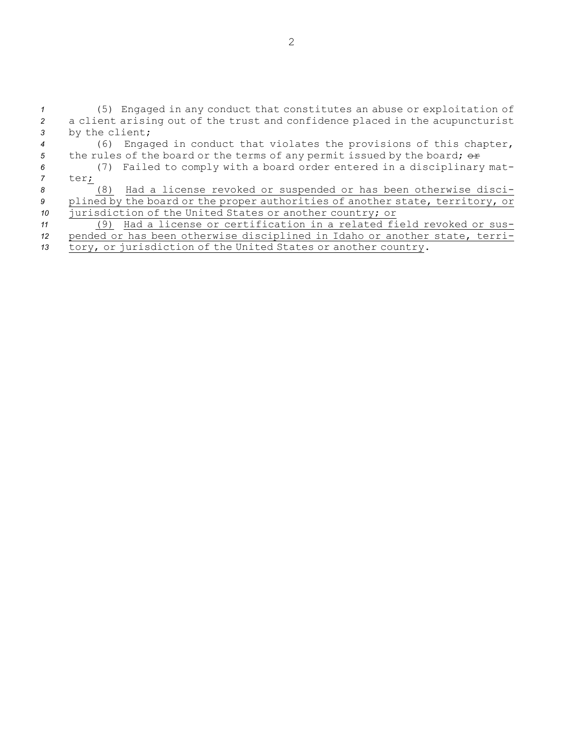(5) Engaged in any conduct that constitutes an abuse or exploitation of a client arising out of the trust and confidence placed in the acupuncturist by the client;

(6) Engaged in conduct that violates the provisions of this chapter, the rules of the board or the terms of any permit issued by the board; ~~or~~

(7) Failed to comply with a board order entered in a disciplinary matter;

(8) Had a license revoked or suspended or has been otherwise disciplined by the board or the proper authorities of another state, territory, or jurisdiction of the United States or another country; or

(9) Had a license or certification in a related field revoked or suspended or has been otherwise disciplined in Idaho or another state, territory, or jurisdiction of the United States or another country.